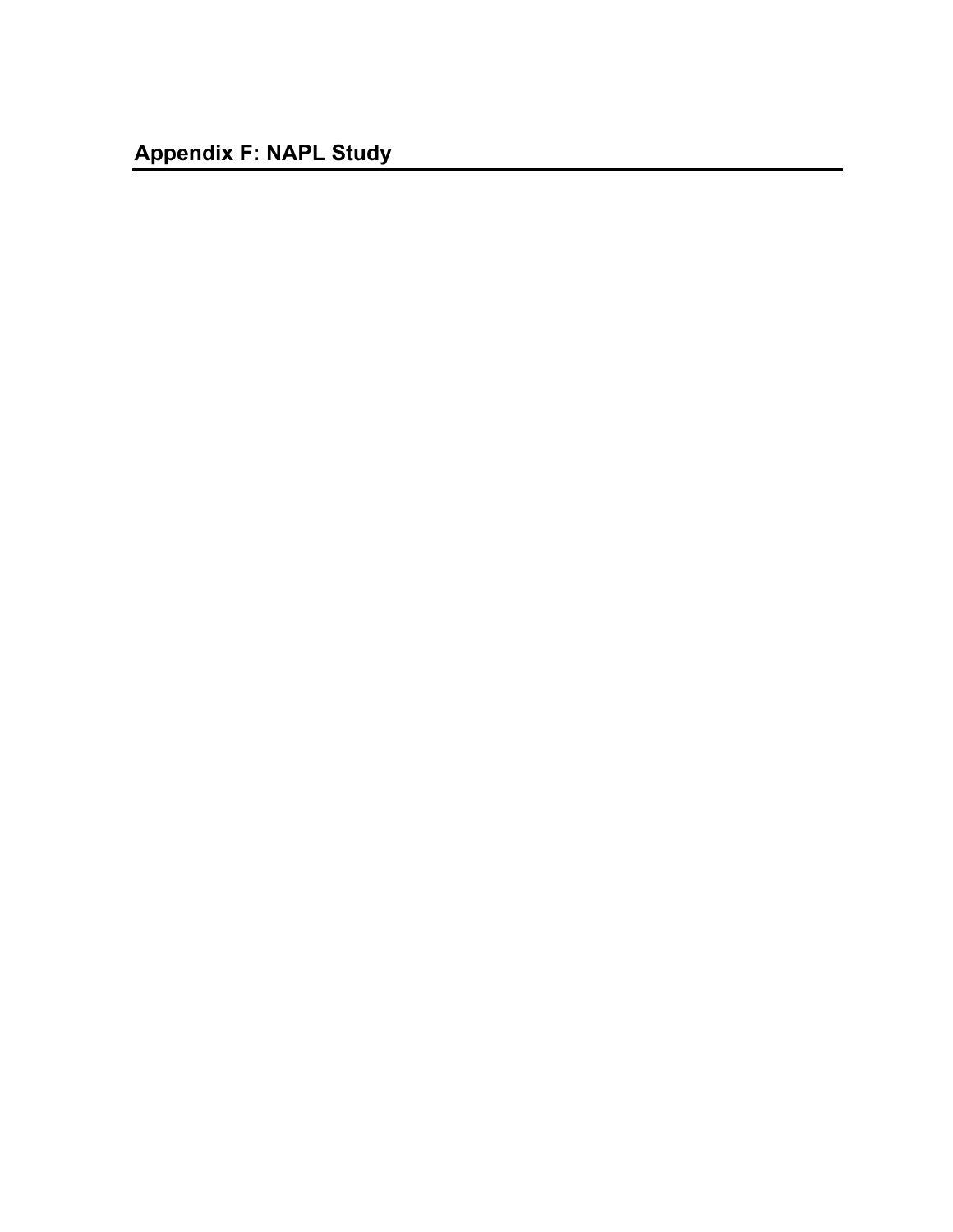# Appendix F: NAPL Study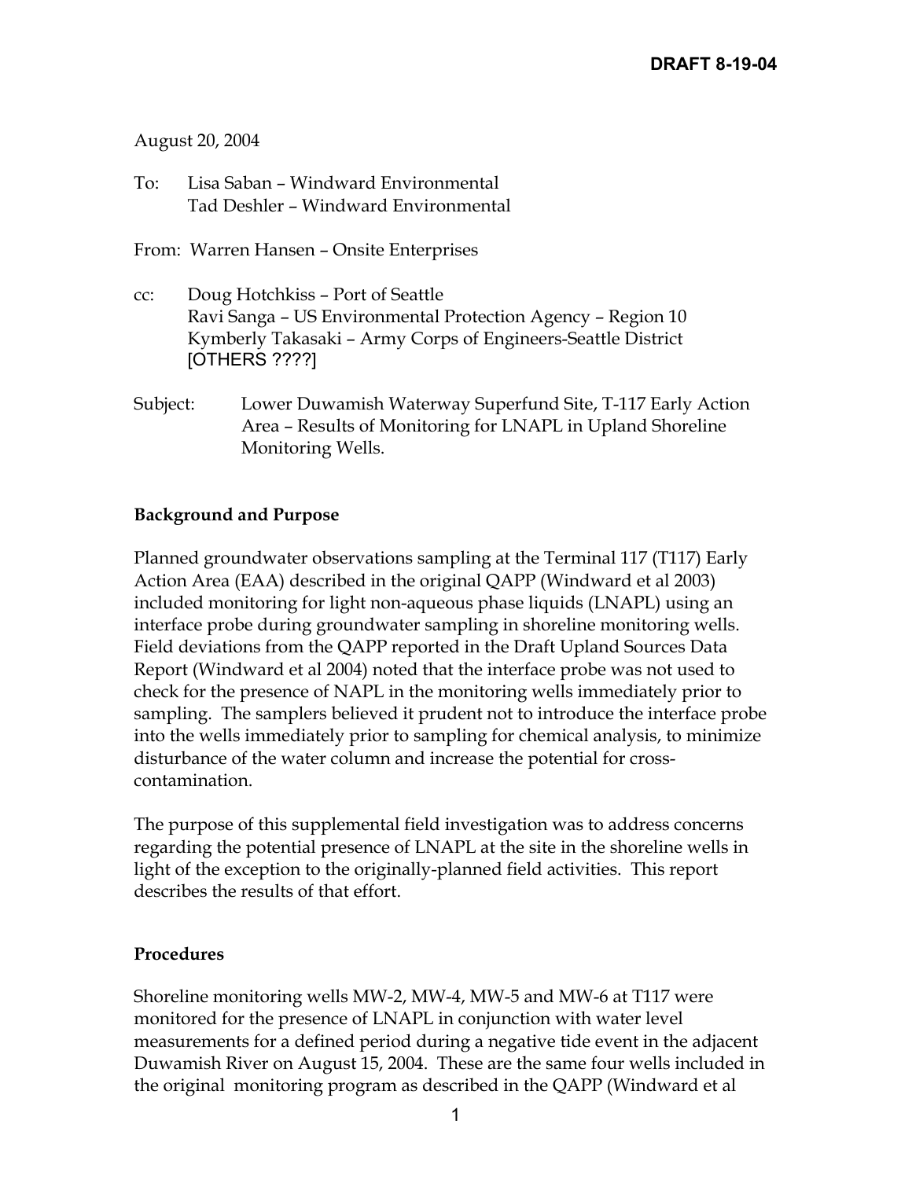DRAFT 8-19-04

August 20, 2004

To: Lisa Saban – Windward Environmental
Tad Deshler – Windward Environmental

From: Warren Hansen – Onsite Enterprises

cc: Doug Hotchkiss – Port of Seattle
Ravi Sanga – US Environmental Protection Agency – Region 10
Kymberly Takasaki – Army Corps of Engineers-Seattle District
[OTHERS ????]

Subject: Lower Duwamish Waterway Superfund Site, T-117 Early Action Area – Results of Monitoring for LNAPL in Upland Shoreline Monitoring Wells.

**Background and Purpose**

Planned groundwater observations sampling at the Terminal 117 (T117) Early Action Area (EAA) described in the original QAPP (Windward et al 2003) included monitoring for light non-aqueous phase liquids (LNAPL) using an interface probe during groundwater sampling in shoreline monitoring wells. Field deviations from the QAPP reported in the Draft Upland Sources Data Report (Windward et al 2004) noted that the interface probe was not used to check for the presence of NAPL in the monitoring wells immediately prior to sampling. The samplers believed it prudent not to introduce the interface probe into the wells immediately prior to sampling for chemical analysis, to minimize disturbance of the water column and increase the potential for cross-contamination.

The purpose of this supplemental field investigation was to address concerns regarding the potential presence of LNAPL at the site in the shoreline wells in light of the exception to the originally-planned field activities. This report describes the results of that effort.

**Procedures**

Shoreline monitoring wells MW-2, MW-4, MW-5 and MW-6 at T117 were monitored for the presence of LNAPL in conjunction with water level measurements for a defined period during a negative tide event in the adjacent Duwamish River on August 15, 2004. These are the same four wells included in the original monitoring program as described in the QAPP (Windward et al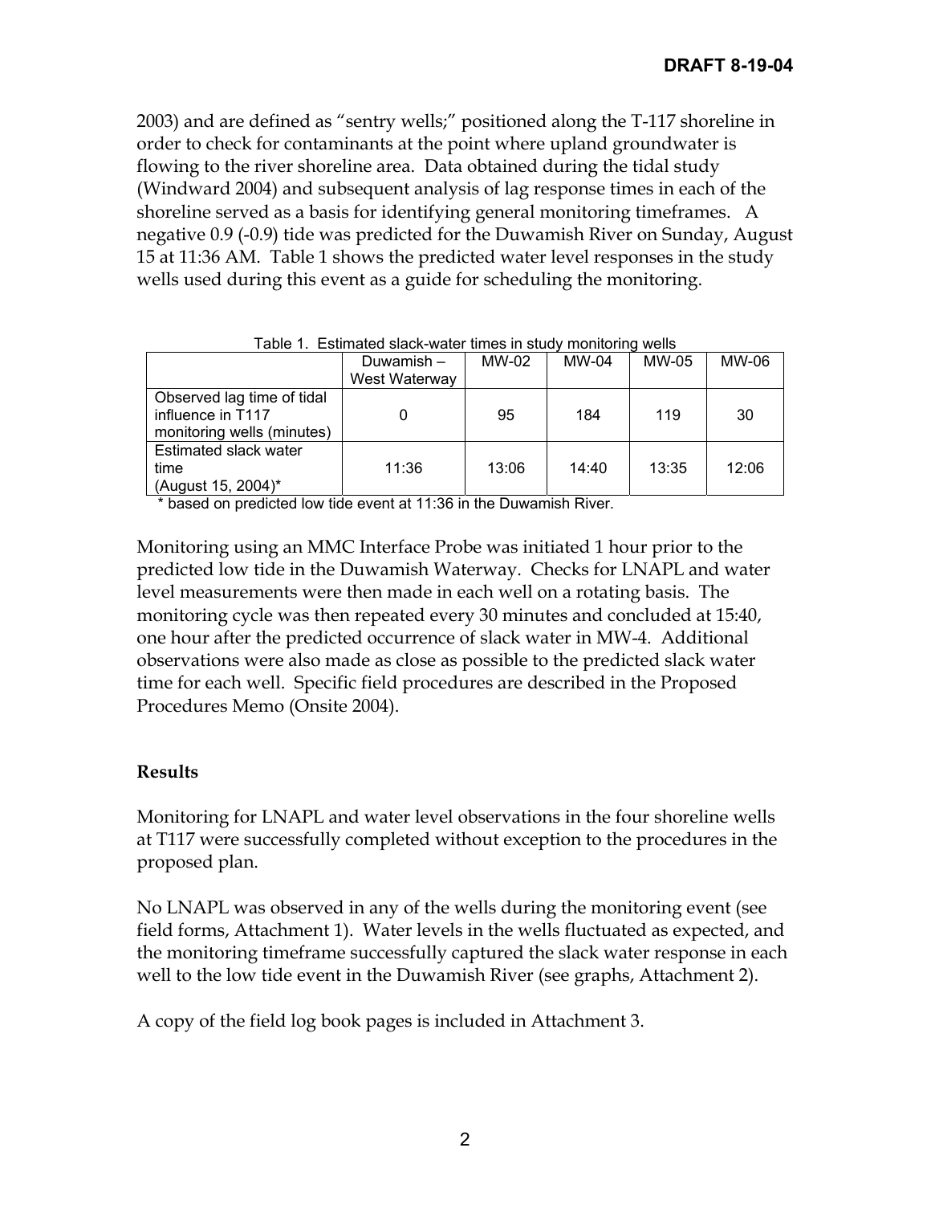2003) and are defined as "sentry wells;" positioned along the T-117 shoreline in order to check for contaminants at the point where upland groundwater is flowing to the river shoreline area. Data obtained during the tidal study (Windward 2004) and subsequent analysis of lag response times in each of the shoreline served as a basis for identifying general monitoring timeframes. A negative 0.9 (-0.9) tide was predicted for the Duwamish River on Sunday, August 15 at 11:36 AM. Table 1 shows the predicted water level responses in the study wells used during this event as a guide for scheduling the monitoring.

Table 1. Estimated slack-water times in study monitoring wells

| | Duwamish – West Waterway | MW-02 | MW-04 | MW-05 | MW-06 |
|---|---|---|---|---|---|
| Observed lag time of tidal influence in T117 monitoring wells (minutes) | 0 | 95 | 184 | 119 | 30 |
| Estimated slack water time (August 15, 2004)* | 11:36 | 13:06 | 14:40 | 13:35 | 12:06 |

\* based on predicted low tide event at 11:36 in the Duwamish River.

Monitoring using an MMC Interface Probe was initiated 1 hour prior to the predicted low tide in the Duwamish Waterway. Checks for LNAPL and water level measurements were then made in each well on a rotating basis. The monitoring cycle was then repeated every 30 minutes and concluded at 15:40, one hour after the predicted occurrence of slack water in MW-4. Additional observations were also made as close as possible to the predicted slack water time for each well. Specific field procedures are described in the Proposed Procedures Memo (Onsite 2004).

**Results**

Monitoring for LNAPL and water level observations in the four shoreline wells at T117 were successfully completed without exception to the procedures in the proposed plan.

No LNAPL was observed in any of the wells during the monitoring event (see field forms, Attachment 1). Water levels in the wells fluctuated as expected, and the monitoring timeframe successfully captured the slack water response in each well to the low tide event in the Duwamish River (see graphs, Attachment 2).

A copy of the field log book pages is included in Attachment 3.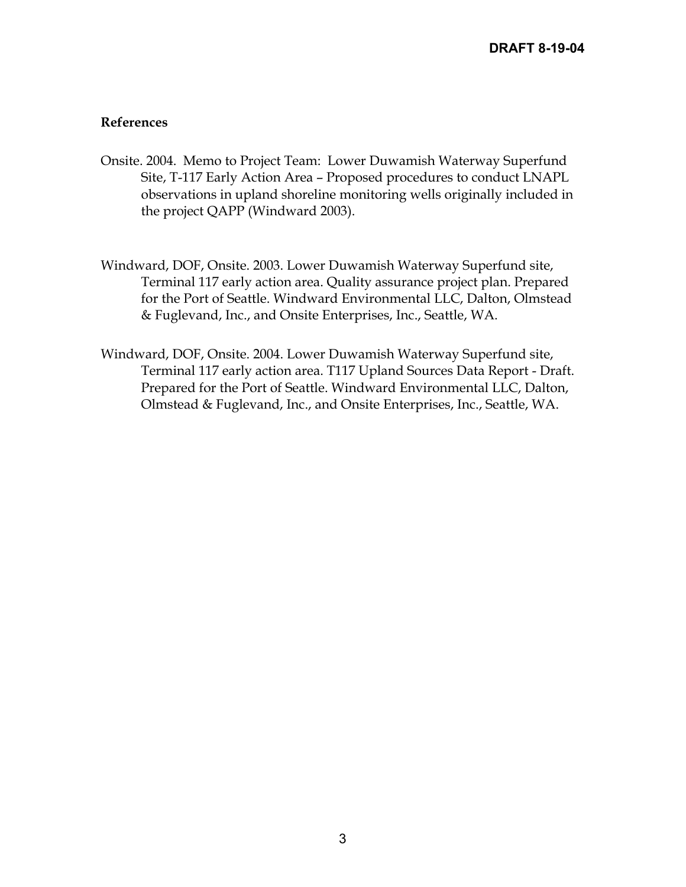**References**

Onsite. 2004. Memo to Project Team: Lower Duwamish Waterway Superfund Site, T-117 Early Action Area – Proposed procedures to conduct LNAPL observations in upland shoreline monitoring wells originally included in the project QAPP (Windward 2003).

Windward, DOF, Onsite. 2003. Lower Duwamish Waterway Superfund site, Terminal 117 early action area. Quality assurance project plan. Prepared for the Port of Seattle. Windward Environmental LLC, Dalton, Olmstead & Fuglevand, Inc., and Onsite Enterprises, Inc., Seattle, WA.

Windward, DOF, Onsite. 2004. Lower Duwamish Waterway Superfund site, Terminal 117 early action area. T117 Upland Sources Data Report - Draft. Prepared for the Port of Seattle. Windward Environmental LLC, Dalton, Olmstead & Fuglevand, Inc., and Onsite Enterprises, Inc., Seattle, WA.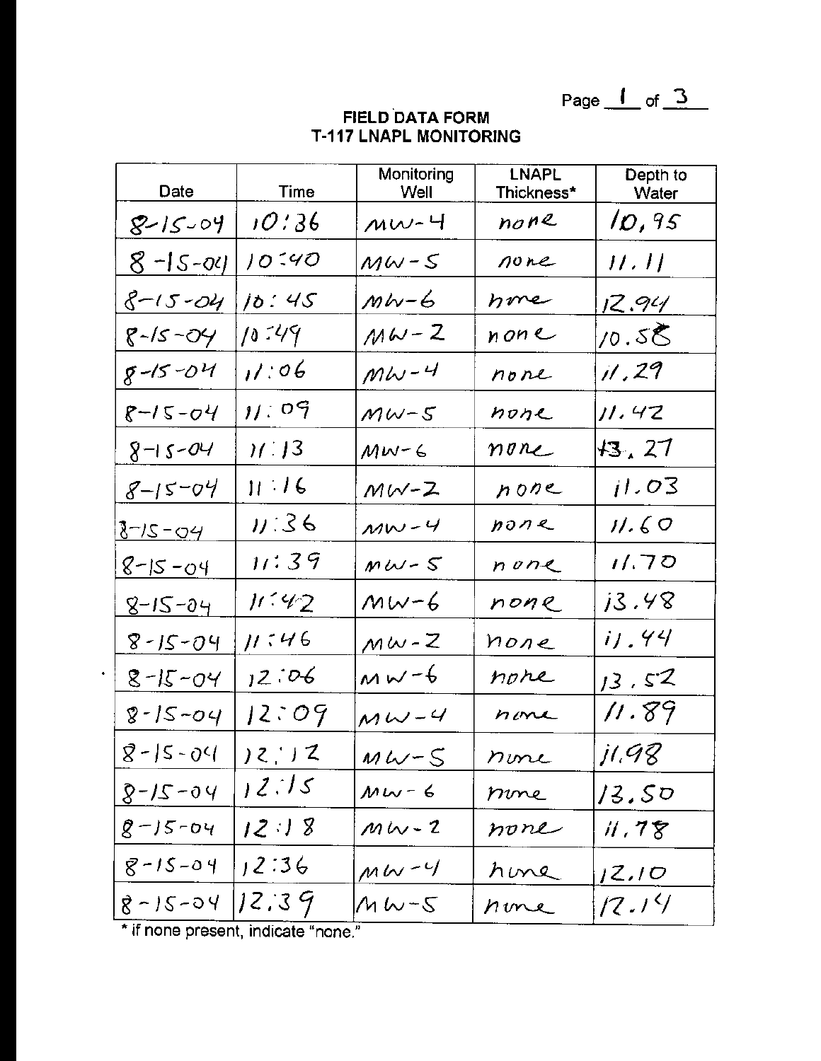**FIELD DATA FORM**
**T-117 LNAPL MONITORING**

| Date | Time | Monitoring Well | LNAPL Thickness* | Depth to Water |
|---|---|---|---|---|
| 8-15-04 | 10:36 | MW-4 | none | 10.95 |
| 8-15-04 | 10:40 | MW-5 | none | 11.11 |
| 8-15-04 | 10:45 | MW-6 | none | 12.94 |
| 8-15-04 | 10:49 | MW-2 | none | 10.58 |
| 8-15-04 | 11:06 | MW-4 | none | 11.29 |
| 8-15-04 | 11:09 | MW-5 | none | 11.42 |
| 8-15-04 | 11:13 | MW-6 | none | 13.27 |
| 8-15-04 | 11:16 | MW-2 | none | 11.03 |
| 8-15-04 | 11:36 | MW-4 | none | 11.60 |
| 8-15-04 | 11:39 | MW-5 | none | 11.70 |
| 8-15-04 | 11:42 | MW-6 | none | 13.48 |
| 8-15-04 | 11:46 | MW-2 | none | 11.44 |
| 8-15-04 | 12:06 | MW-6 | none | 13.52 |
| 8-15-04 | 12:09 | MW-4 | none | 11.89 |
| 8-15-04 | 12:12 | MW-5 | none | 11.98 |
| 8-15-04 | 12:15 | MW-6 | none | 13.50 |
| 8-15-04 | 12:18 | MW-2 | none | 11.78 |
| 8-15-04 | 12:36 | MW-4 | none | 12.10 |
| 8-15-04 | 12:39 | MW-5 | none | 12.14 |

\* if none present, indicate "none."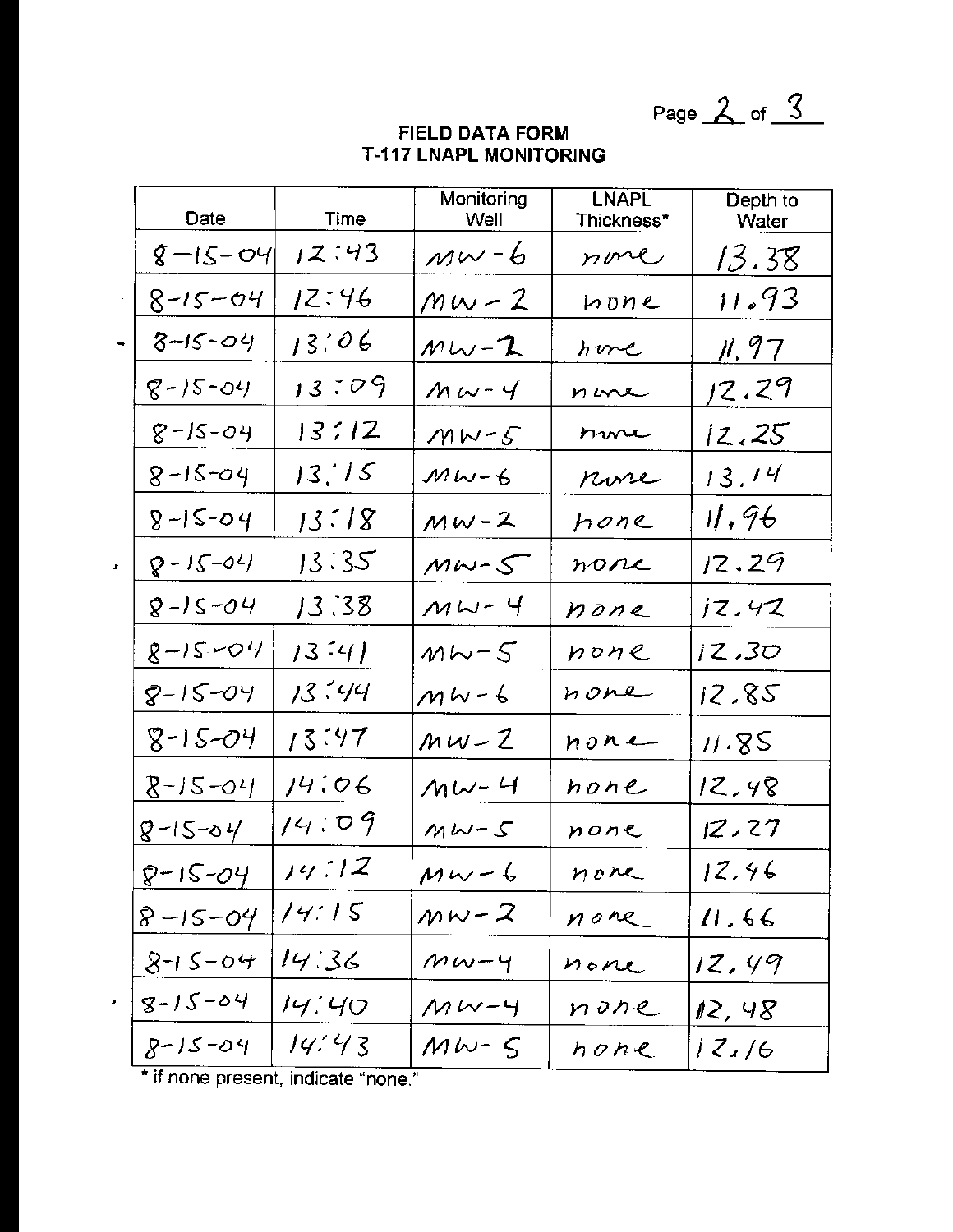# FIELD DATA FORM
## T-117 LNAPL MONITORING

| Date | Time | Monitoring Well | LNAPL Thickness* | Depth to Water |
|---|---|---|---|---|
| 8-15-04 | 12:43 | MW-6 | none | 13.38 |
| 8-15-04 | 12:46 | MW-2 | none | 11.93 |
| 8-15-04 | 13:06 | MW-2 | none | 11.97 |
| 8-15-04 | 13:09 | MW-4 | none | 12.29 |
| 8-15-04 | 13:12 | MW-5 | none | 12.25 |
| 8-15-04 | 13:15 | MW-6 | none | 13.14 |
| 8-15-04 | 13:18 | MW-2 | none | 11.96 |
| 8-15-04 | 13:35 | MW-5 | none | 12.29 |
| 8-15-04 | 13:38 | MW-4 | none | 12.42 |
| 8-15-04 | 13:41 | MW-5 | none | 12.30 |
| 8-15-04 | 13:44 | MW-6 | none | 12.85 |
| 8-15-04 | 13:47 | MW-2 | none | 11.85 |
| 8-15-04 | 14:06 | MW-4 | none | 12.48 |
| 8-15-04 | 14:09 | MW-5 | none | 12.27 |
| 8-15-04 | 14:12 | MW-6 | none | 12.46 |
| 8-15-04 | 14:15 | MW-2 | none | 11.66 |
| 8-15-04 | 14:36 | MW-4 | none | 12.49 |
| 8-15-04 | 14:40 | MW-4 | none | 12.48 |
| 8-15-04 | 14:43 | MW-5 | none | 12.16 |

* if none present, indicate "none."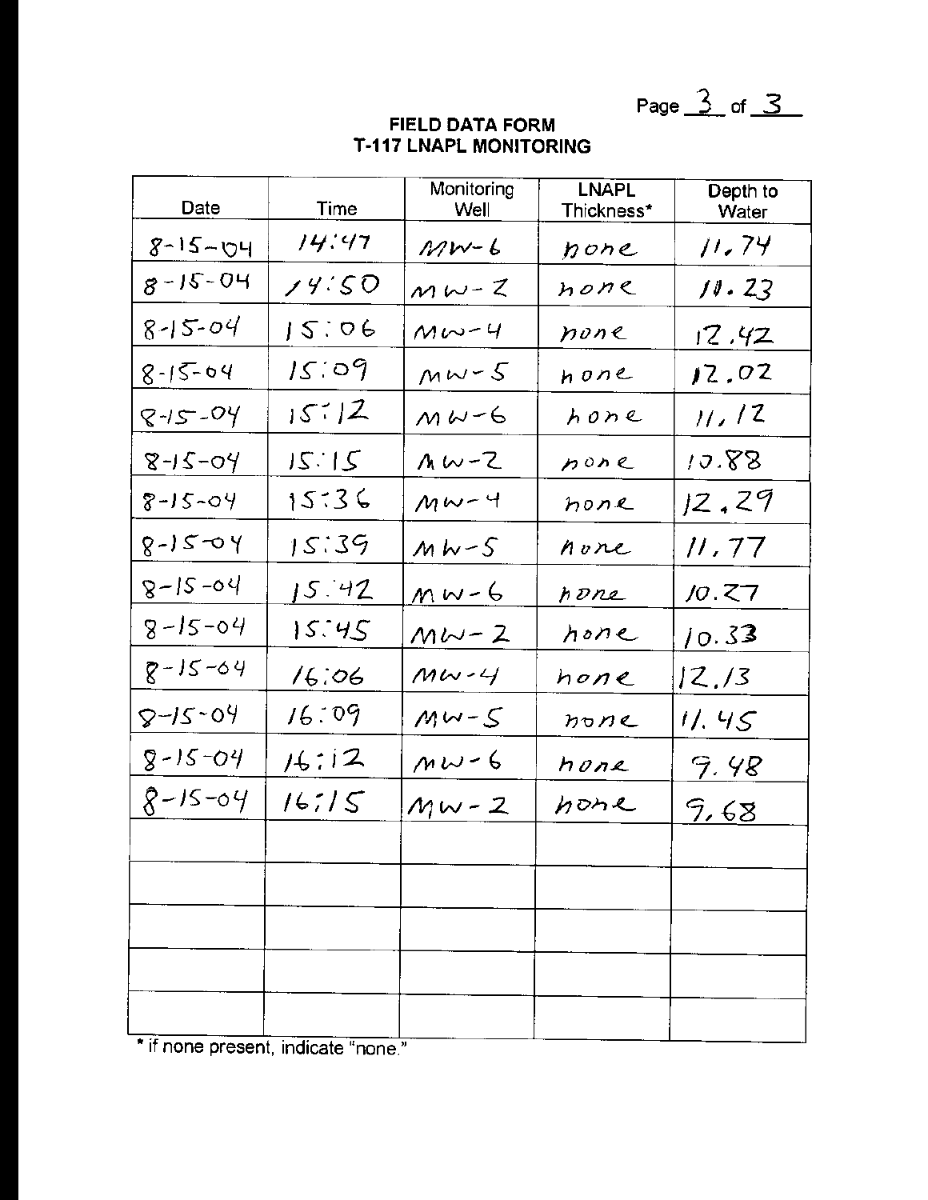## FIELD DATA FORM
## T-117 LNAPL MONITORING

| Date | Time | Monitoring Well | LNAPL Thickness* | Depth to Water |
|---|---|---|---|---|
| 8-15-04 | 14:47 | MW-6 | none | 11.74 |
| 8-15-04 | 14:50 | MW-2 | none | 11.23 |
| 8-15-04 | 15:06 | MW-4 | none | 12.42 |
| 8-15-04 | 15:09 | MW-5 | none | 12.02 |
| 8-15-04 | 15:12 | MW-6 | none | 11.12 |
| 8-15-04 | 15:15 | MW-2 | none | 10.88 |
| 8-15-04 | 15:36 | MW-4 | none | 12.29 |
| 8-15-04 | 15:39 | MW-5 | none | 11.77 |
| 8-15-04 | 15:42 | MW-6 | none | 10.27 |
| 8-15-04 | 15:45 | MW-2 | none | 10.33 |
| 8-15-04 | 16:06 | MW-4 | none | 12.13 |
| 8-15-04 | 16:09 | MW-5 | none | 11.45 |
| 8-15-04 | 16:12 | MW-6 | none | 9.48 |
| 8-15-04 | 16:15 | MW-2 | none | 9.68 |
| | | | | |
| | | | | |
| | | | | |
| | | | | |
| | | | | |

* if none present, indicate "none."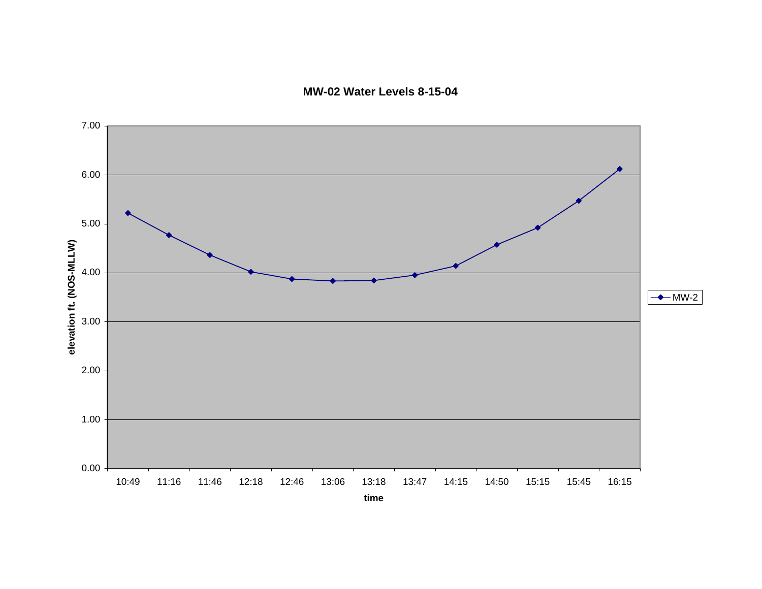## MW-02 Water Levels 8-15-04

| time | MW-2 elevation ft. (NOS-MLLW) |
|---|---|
| 10:49 | 5.22 |
| 11:16 | 4.77 |
| 11:46 | 4.36 |
| 12:18 | 4.02 |
| 12:46 | 3.87 |
| 13:06 | 3.83 |
| 13:18 | 3.84 |
| 13:47 | 3.95 |
| 14:15 | 4.14 |
| 14:50 | 4.57 |
| 15:15 | 4.92 |
| 15:45 | 5.47 |
| 16:15 | 6.12 |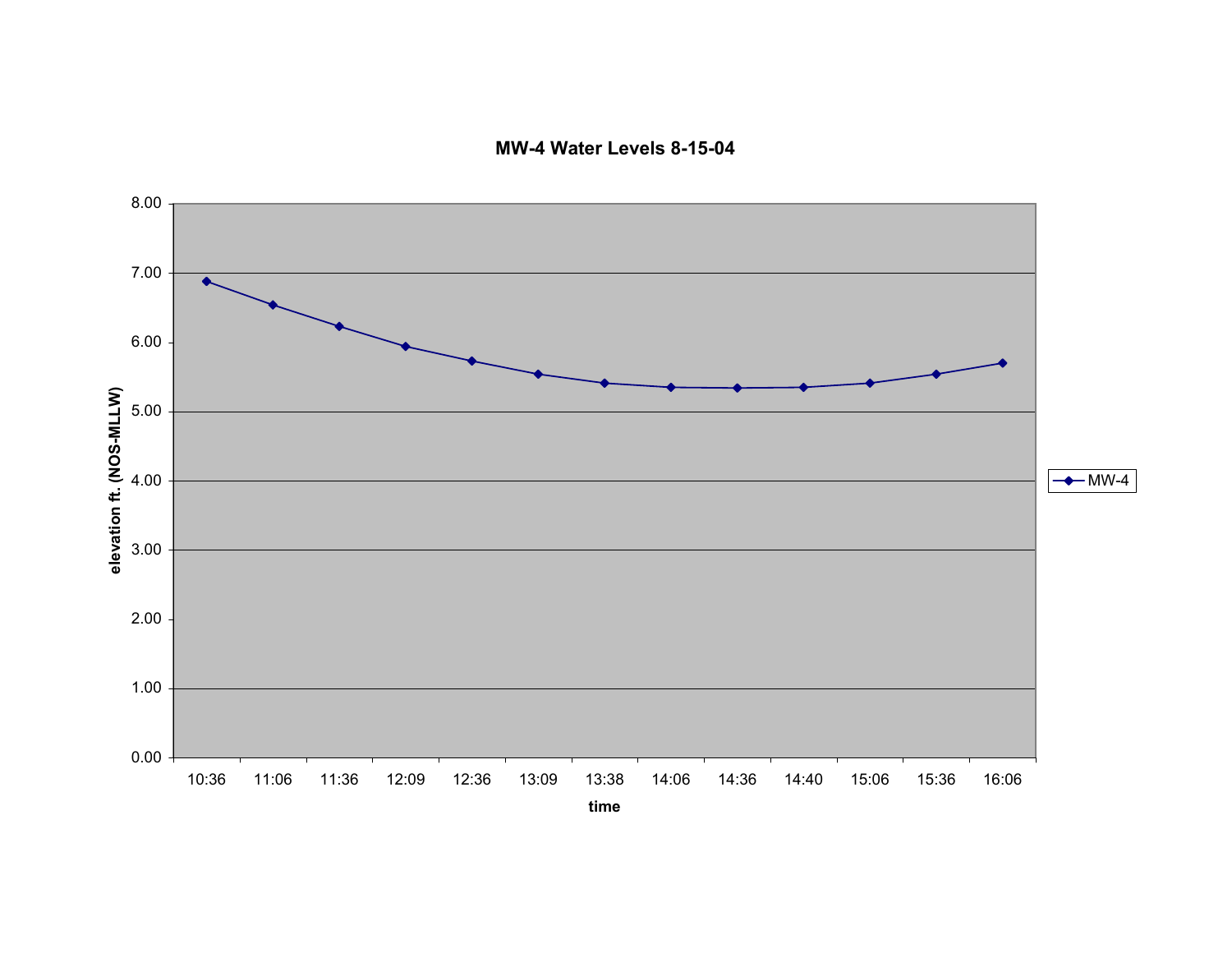**MW-4 Water Levels 8-15-04**

elevation ft. (NOS-MLLW)

8.00
7.00
6.00
5.00
4.00
3.00
2.00
1.00
0.00

10:36 11:06 11:36 12:09 12:36 13:09 13:38 14:06 14:36 14:40 15:06 15:36 16:06

time

MW-4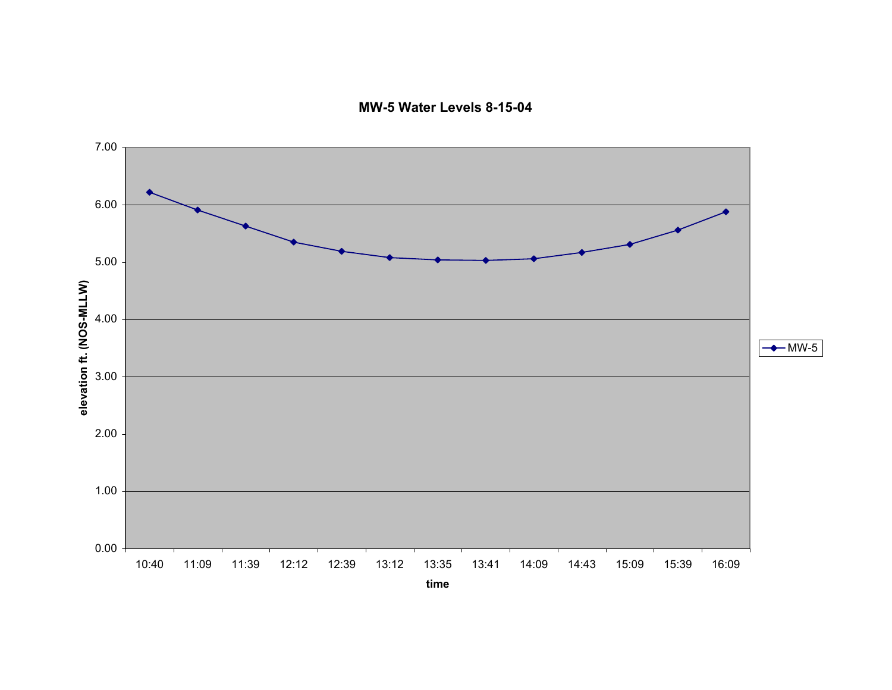## MW-5 Water Levels 8-15-04

elevation ft. (NOS-MLLW)

7.00
6.00
5.00
4.00
3.00
2.00
1.00
0.00

10:40 11:09 11:39 12:12 12:39 13:12 13:35 13:41 14:09 14:43 15:09 15:39 16:09

time

MW-5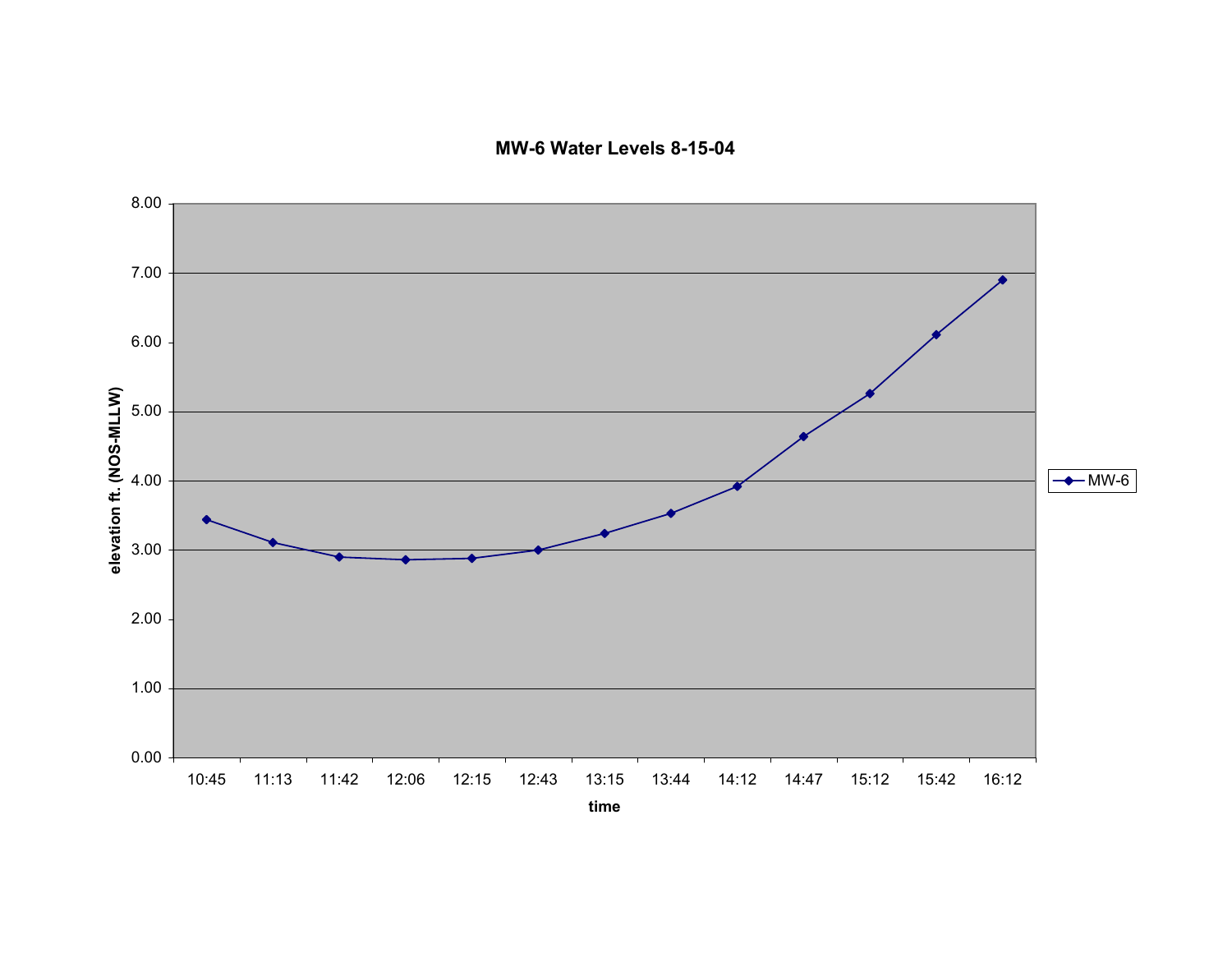**MW-6 Water Levels 8-15-04**

elevation ft. (NOS-MLLW)

8.00
7.00
6.00
5.00
4.00
3.00
2.00
1.00
0.00

10:45 11:13 11:42 12:06 12:15 12:43 13:15 13:44 14:12 14:47 15:12 15:42 16:12

time

MW-6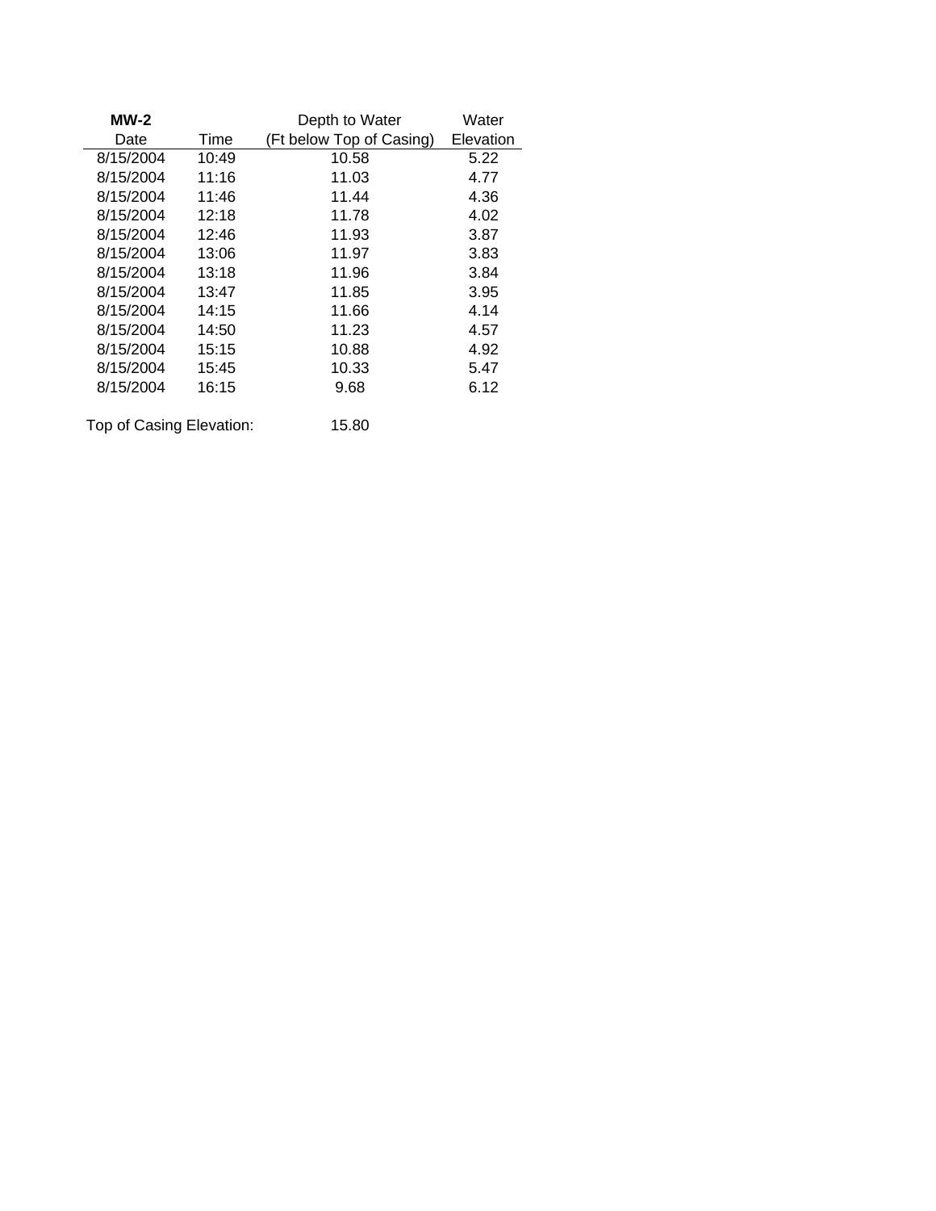| **MW-2** Date | Time | Depth to Water (Ft below Top of Casing) | Water Elevation |
|---|---|---|---|
| 8/15/2004 | 10:49 | 10.58 | 5.22 |
| 8/15/2004 | 11:16 | 11.03 | 4.77 |
| 8/15/2004 | 11:46 | 11.44 | 4.36 |
| 8/15/2004 | 12:18 | 11.78 | 4.02 |
| 8/15/2004 | 12:46 | 11.93 | 3.87 |
| 8/15/2004 | 13:06 | 11.97 | 3.83 |
| 8/15/2004 | 13:18 | 11.96 | 3.84 |
| 8/15/2004 | 13:47 | 11.85 | 3.95 |
| 8/15/2004 | 14:15 | 11.66 | 4.14 |
| 8/15/2004 | 14:50 | 11.23 | 4.57 |
| 8/15/2004 | 15:15 | 10.88 | 4.92 |
| 8/15/2004 | 15:45 | 10.33 | 5.47 |
| 8/15/2004 | 16:15 | 9.68 | 6.12 |

Top of Casing Elevation: 15.80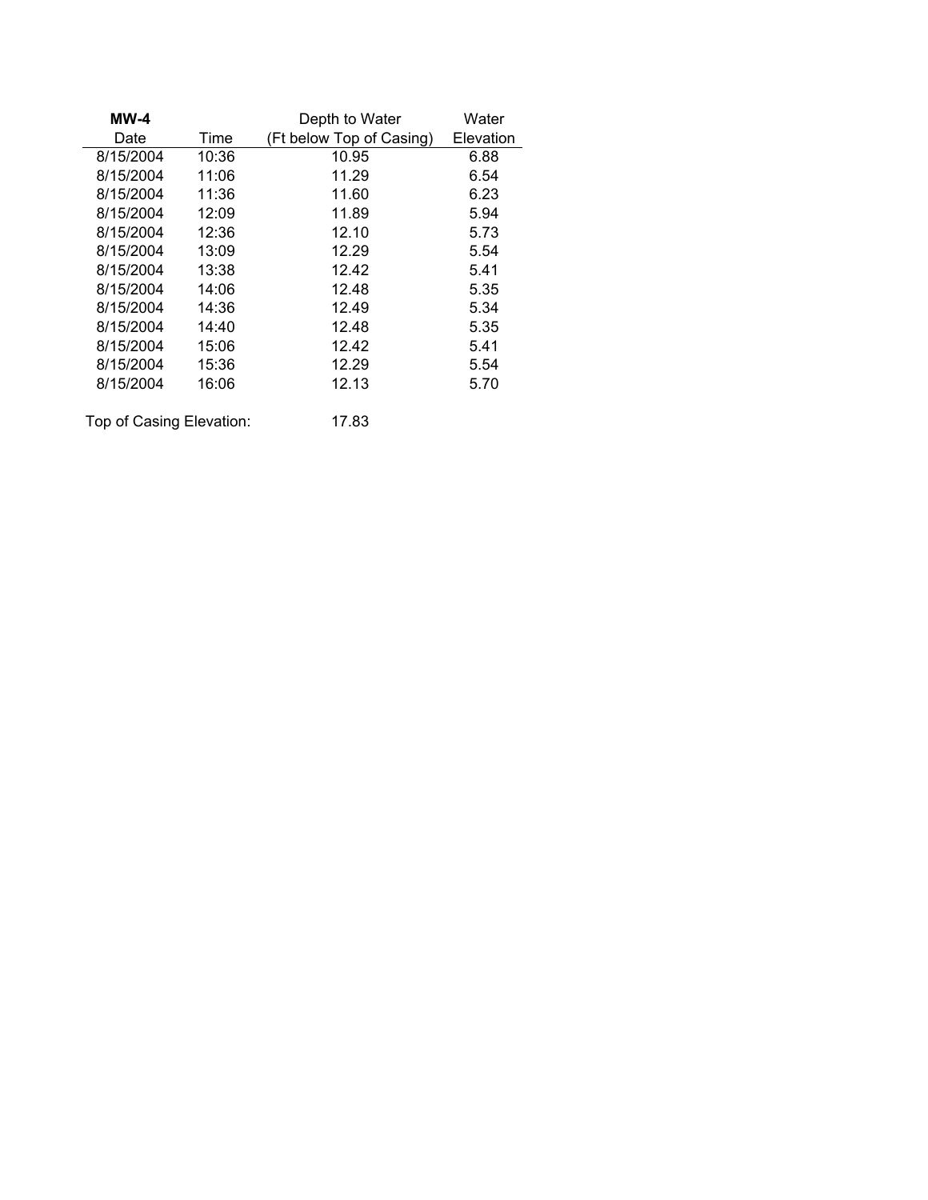| MW-4 | | Depth to Water | Water |
|---|---|---|---|
| Date | Time | (Ft below Top of Casing) | Elevation |
| 8/15/2004 | 10:36 | 10.95 | 6.88 |
| 8/15/2004 | 11:06 | 11.29 | 6.54 |
| 8/15/2004 | 11:36 | 11.60 | 6.23 |
| 8/15/2004 | 12:09 | 11.89 | 5.94 |
| 8/15/2004 | 12:36 | 12.10 | 5.73 |
| 8/15/2004 | 13:09 | 12.29 | 5.54 |
| 8/15/2004 | 13:38 | 12.42 | 5.41 |
| 8/15/2004 | 14:06 | 12.48 | 5.35 |
| 8/15/2004 | 14:36 | 12.49 | 5.34 |
| 8/15/2004 | 14:40 | 12.48 | 5.35 |
| 8/15/2004 | 15:06 | 12.42 | 5.41 |
| 8/15/2004 | 15:36 | 12.29 | 5.54 |
| 8/15/2004 | 16:06 | 12.13 | 5.70 |

Top of Casing Elevation: 17.83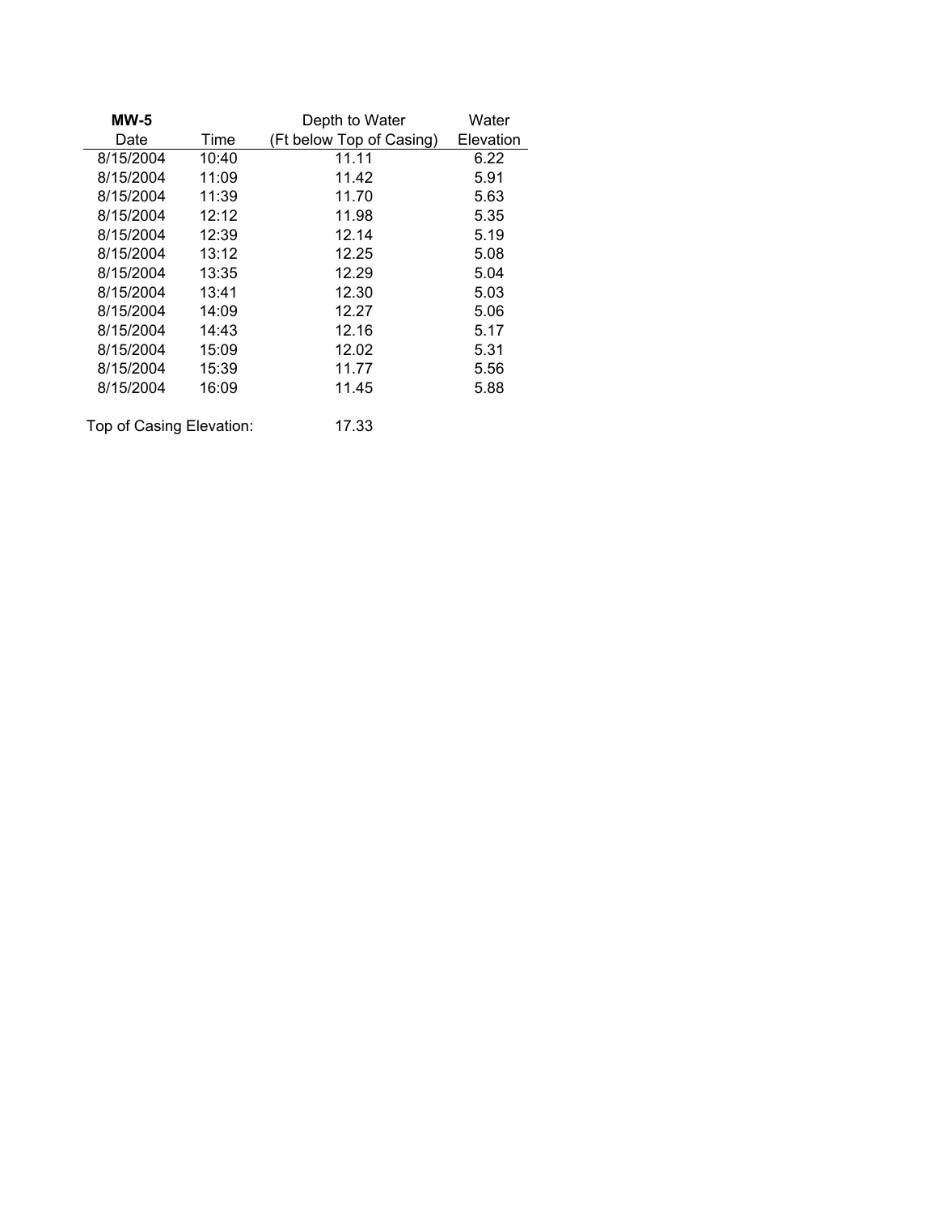| **MW-5** | | Depth to Water | Water |
|---|---|---|---|
| Date | Time | (Ft below Top of Casing) | Elevation |
| 8/15/2004 | 10:40 | 11.11 | 6.22 |
| 8/15/2004 | 11:09 | 11.42 | 5.91 |
| 8/15/2004 | 11:39 | 11.70 | 5.63 |
| 8/15/2004 | 12:12 | 11.98 | 5.35 |
| 8/15/2004 | 12:39 | 12.14 | 5.19 |
| 8/15/2004 | 13:12 | 12.25 | 5.08 |
| 8/15/2004 | 13:35 | 12.29 | 5.04 |
| 8/15/2004 | 13:41 | 12.30 | 5.03 |
| 8/15/2004 | 14:09 | 12.27 | 5.06 |
| 8/15/2004 | 14:43 | 12.16 | 5.17 |
| 8/15/2004 | 15:09 | 12.02 | 5.31 |
| 8/15/2004 | 15:39 | 11.77 | 5.56 |
| 8/15/2004 | 16:09 | 11.45 | 5.88 |

Top of Casing Elevation: 17.33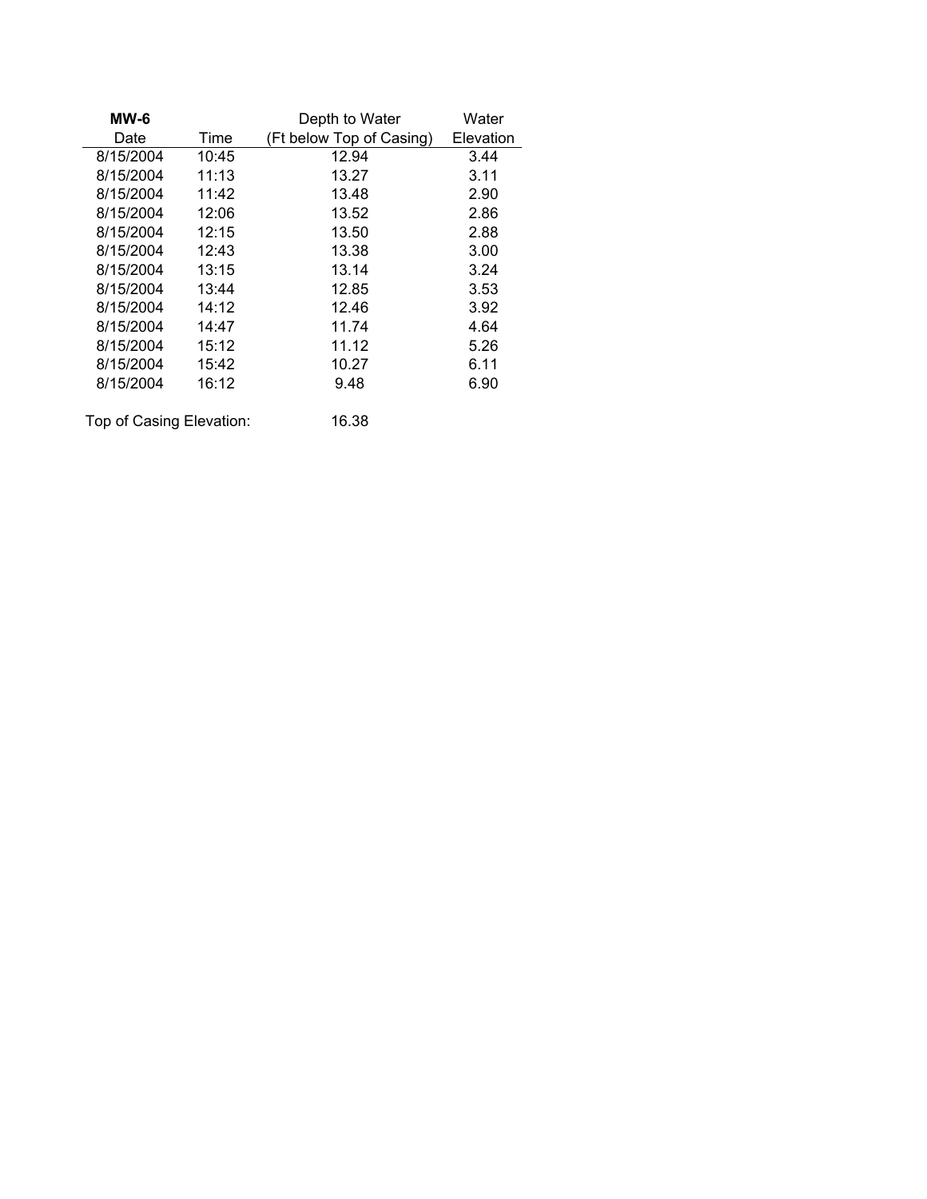| MW-6 | | Depth to Water | Water |
| --- | --- | --- | --- |
| Date | Time | (Ft below Top of Casing) | Elevation |
| 8/15/2004 | 10:45 | 12.94 | 3.44 |
| 8/15/2004 | 11:13 | 13.27 | 3.11 |
| 8/15/2004 | 11:42 | 13.48 | 2.90 |
| 8/15/2004 | 12:06 | 13.52 | 2.86 |
| 8/15/2004 | 12:15 | 13.50 | 2.88 |
| 8/15/2004 | 12:43 | 13.38 | 3.00 |
| 8/15/2004 | 13:15 | 13.14 | 3.24 |
| 8/15/2004 | 13:44 | 12.85 | 3.53 |
| 8/15/2004 | 14:12 | 12.46 | 3.92 |
| 8/15/2004 | 14:47 | 11.74 | 4.64 |
| 8/15/2004 | 15:12 | 11.12 | 5.26 |
| 8/15/2004 | 15:42 | 10.27 | 6.11 |
| 8/15/2004 | 16:12 | 9.48 | 6.90 |

Top of Casing Elevation: 16.38